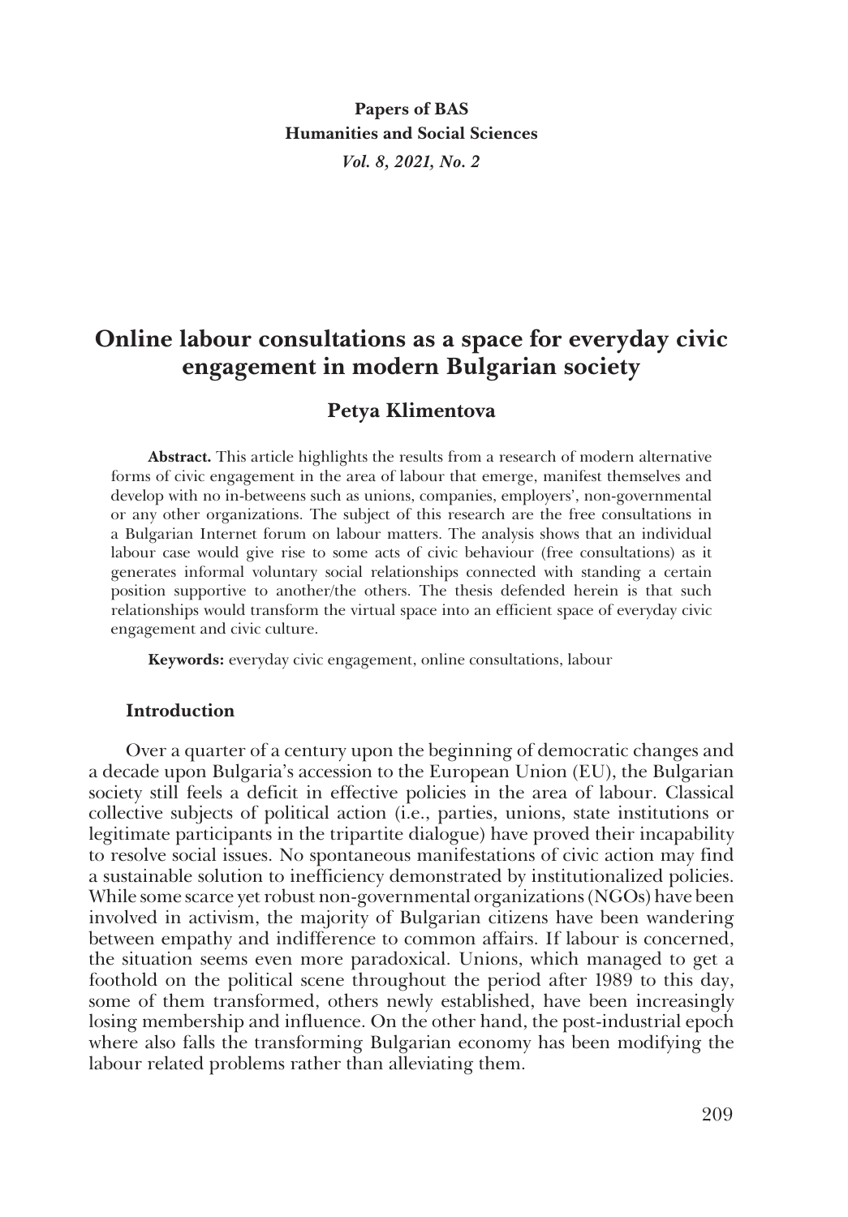Papers of BAS
Humanities and Social Sciences
*Vol. 8, 2021, No. 2*

# Online labour consultations as a space for everyday civic engagement in modern Bulgarian society

## Petya Klimentova

**Abstract.** This article highlights the results from a research of modern alternative forms of civic engagement in the area of labour that emerge, manifest themselves and develop with no in-betweens such as unions, companies, employers', non-governmental or any other organizations. The subject of this research are the free consultations in a Bulgarian Internet forum on labour matters. The analysis shows that an individual labour case would give rise to some acts of civic behaviour (free consultations) as it generates informal voluntary social relationships connected with standing a certain position supportive to another/the others. The thesis defended herein is that such relationships would transform the virtual space into an efficient space of everyday civic engagement and civic culture.

**Keywords:** everyday civic engagement, online consultations, labour

### Introduction

Over a quarter of a century upon the beginning of democratic changes and a decade upon Bulgaria's accession to the European Union (EU), the Bulgarian society still feels a deficit in effective policies in the area of labour. Classical collective subjects of political action (i.e., parties, unions, state institutions or legitimate participants in the tripartite dialogue) have proved their incapability to resolve social issues. No spontaneous manifestations of civic action may find a sustainable solution to inefficiency demonstrated by institutionalized policies. While some scarce yet robust non-governmental organizations (NGOs) have been involved in activism, the majority of Bulgarian citizens have been wandering between empathy and indifference to common affairs. If labour is concerned, the situation seems even more paradoxical. Unions, which managed to get a foothold on the political scene throughout the period after 1989 to this day, some of them transformed, others newly established, have been increasingly losing membership and influence. On the other hand, the post-industrial epoch where also falls the transforming Bulgarian economy has been modifying the labour related problems rather than alleviating them.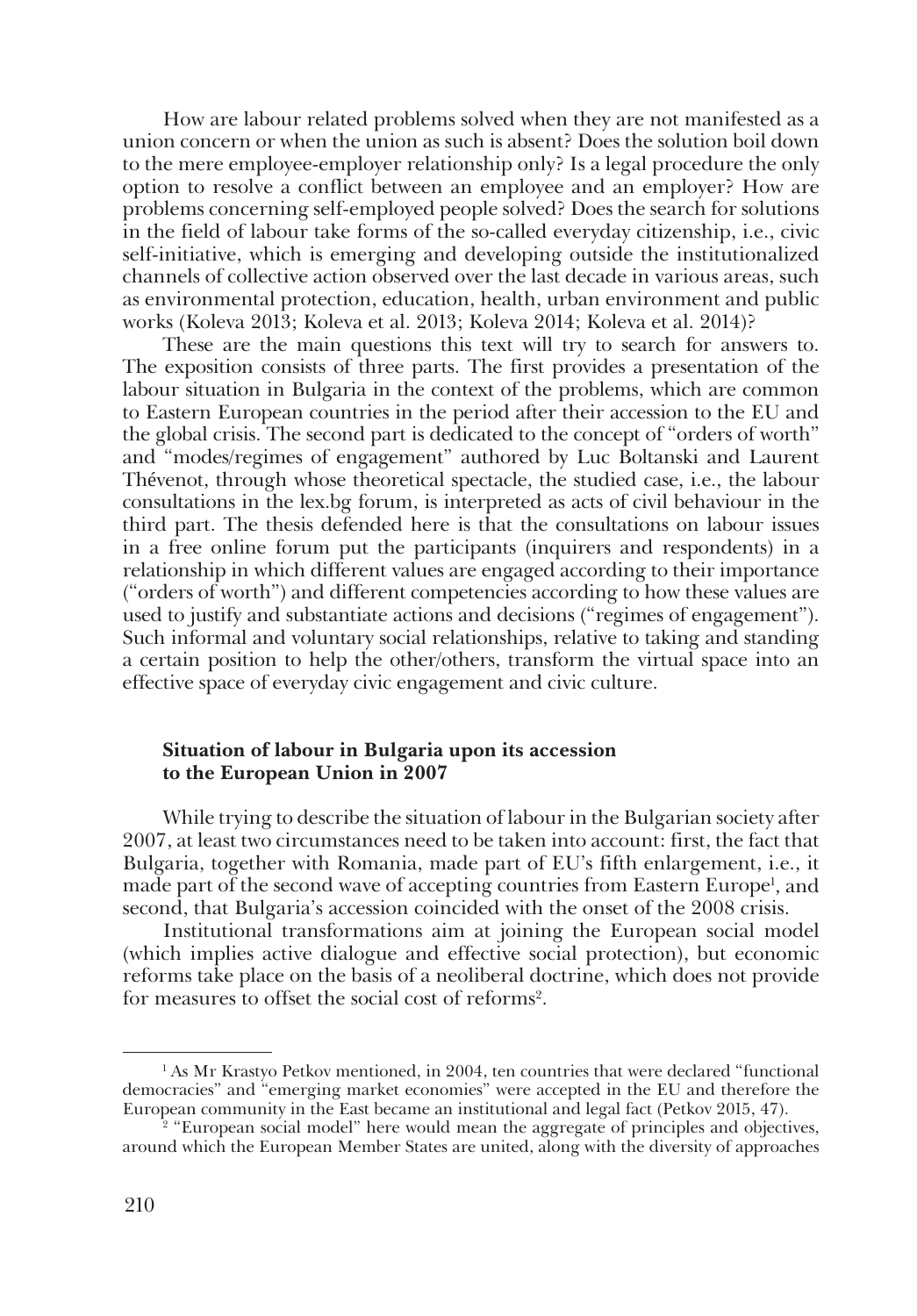How are labour related problems solved when they are not manifested as a union concern or when the union as such is absent? Does the solution boil down to the mere employee-employer relationship only? Is a legal procedure the only option to resolve a conflict between an employee and an employer? How are problems concerning self-employed people solved? Does the search for solutions in the field of labour take forms of the so-called everyday citizenship, i.e., civic self-initiative, which is emerging and developing outside the institutionalized channels of collective action observed over the last decade in various areas, such as environmental protection, education, health, urban environment and public works (Koleva 2013; Koleva et al. 2013; Koleva 2014; Koleva et al. 2014)?

These are the main questions this text will try to search for answers to. The exposition consists of three parts. The first provides a presentation of the labour situation in Bulgaria in the context of the problems, which are common to Eastern European countries in the period after their accession to the EU and the global crisis. The second part is dedicated to the concept of "orders of worth" and "modes/regimes of engagement" authored by Luc Boltanski and Laurent Thévenot, through whose theoretical spectacle, the studied case, i.e., the labour consultations in the lex.bg forum, is interpreted as acts of civil behaviour in the third part. The thesis defended here is that the consultations on labour issues in a free online forum put the participants (inquirers and respondents) in a relationship in which different values are engaged according to their importance ("orders of worth") and different competencies according to how these values are used to justify and substantiate actions and decisions ("regimes of engagement"). Such informal and voluntary social relationships, relative to taking and standing a certain position to help the other/others, transform the virtual space into an effective space of everyday civic engagement and civic culture.

## Situation of labour in Bulgaria upon its accession to the European Union in 2007

While trying to describe the situation of labour in the Bulgarian society after 2007, at least two circumstances need to be taken into account: first, the fact that Bulgaria, together with Romania, made part of EU's fifth enlargement, i.e., it made part of the second wave of accepting countries from Eastern Europe[1], and second, that Bulgaria's accession coincided with the onset of the 2008 crisis.

Institutional transformations aim at joining the European social model (which implies active dialogue and effective social protection), but economic reforms take place on the basis of a neoliberal doctrine, which does not provide for measures to offset the social cost of reforms[2].

---

[1] As Mr Krastyo Petkov mentioned, in 2004, ten countries that were declared "functional democracies" and "emerging market economies" were accepted in the EU and therefore the European community in the East became an institutional and legal fact (Petkov 2015, 47).

[2] "European social model" here would mean the aggregate of principles and objectives, around which the European Member States are united, along with the diversity of approaches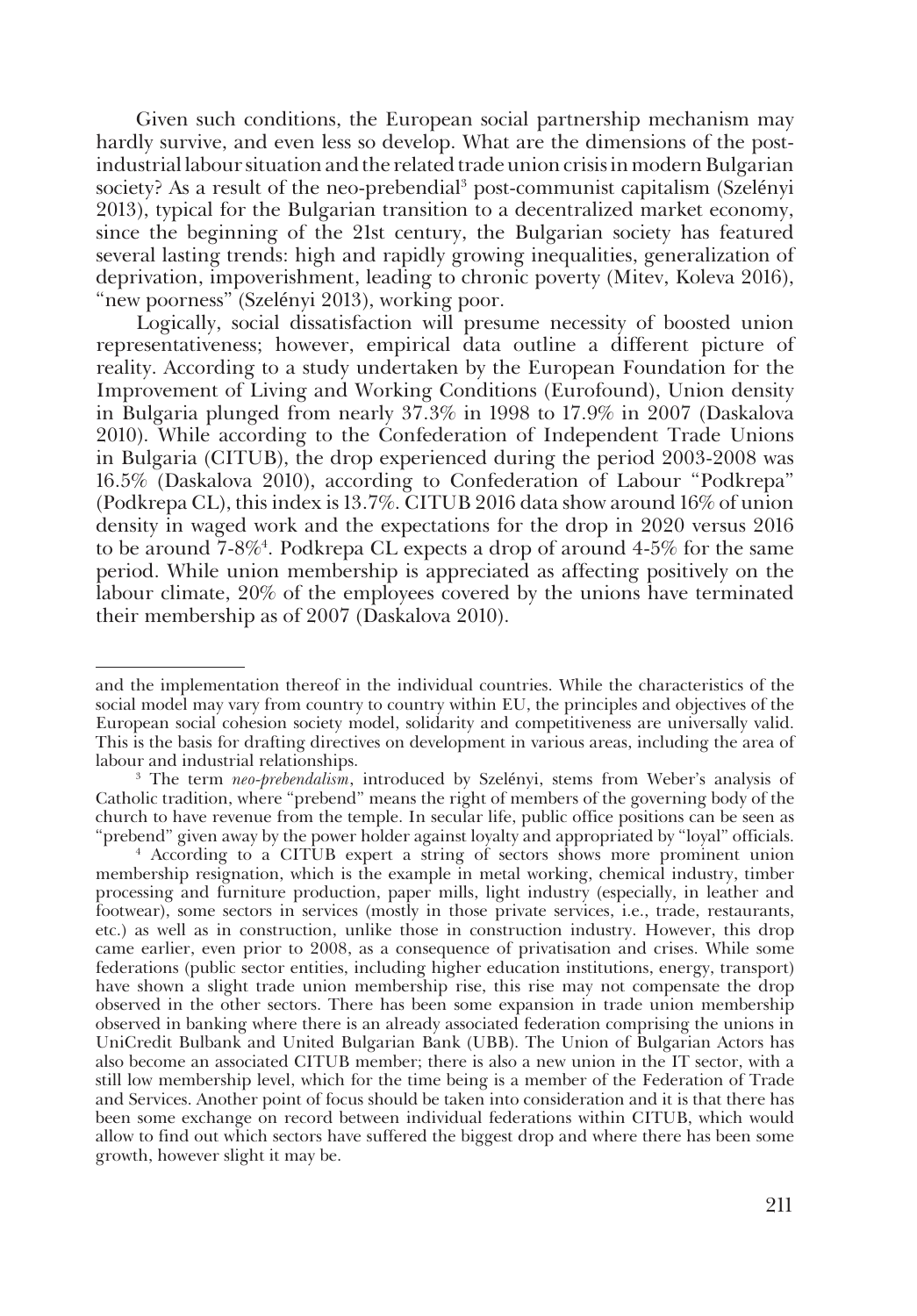Given such conditions, the European social partnership mechanism may hardly survive, and even less so develop. What are the dimensions of the post-industrial labour situation and the related trade union crisis in modern Bulgarian society? As a result of the neo-prebendial[3] post-communist capitalism (Szelényi 2013), typical for the Bulgarian transition to a decentralized market economy, since the beginning of the 21st century, the Bulgarian society has featured several lasting trends: high and rapidly growing inequalities, generalization of deprivation, impoverishment, leading to chronic poverty (Mitev, Koleva 2016), "new poorness" (Szelényi 2013), working poor.

Logically, social dissatisfaction will presume necessity of boosted union representativeness; however, empirical data outline a different picture of reality. According to a study undertaken by the European Foundation for the Improvement of Living and Working Conditions (Eurofound), Union density in Bulgaria plunged from nearly 37.3% in 1998 to 17.9% in 2007 (Daskalova 2010). While according to the Confederation of Independent Trade Unions in Bulgaria (CITUB), the drop experienced during the period 2003-2008 was 16.5% (Daskalova 2010), according to Confederation of Labour "Podkrepa" (Podkrepa CL), this index is 13.7%. CITUB 2016 data show around 16% of union density in waged work and the expectations for the drop in 2020 versus 2016 to be around 7-8%[4]. Podkrepa CL expects a drop of around 4-5% for the same period. While union membership is appreciated as affecting positively on the labour climate, 20% of the employees covered by the unions have terminated their membership as of 2007 (Daskalova 2010).

---

and the implementation thereof in the individual countries. While the characteristics of the social model may vary from country to country within EU, the principles and objectives of the European social cohesion society model, solidarity and competitiveness are universally valid. This is the basis for drafting directives on development in various areas, including the area of labour and industrial relationships.

[3] The term *neo-prebendalism*, introduced by Szelényi, stems from Weber's analysis of Catholic tradition, where "prebend" means the right of members of the governing body of the church to have revenue from the temple. In secular life, public office positions can be seen as "prebend" given away by the power holder against loyalty and appropriated by "loyal" officials.

[4] According to a CITUB expert a string of sectors shows more prominent union membership resignation, which is the example in metal working, chemical industry, timber processing and furniture production, paper mills, light industry (especially, in leather and footwear), some sectors in services (mostly in those private services, i.e., trade, restaurants, etc.) as well as in construction, unlike those in construction industry. However, this drop came earlier, even prior to 2008, as a consequence of privatisation and crises. While some federations (public sector entities, including higher education institutions, energy, transport) have shown a slight trade union membership rise, this rise may not compensate the drop observed in the other sectors. There has been some expansion in trade union membership observed in banking where there is an already associated federation comprising the unions in UniCredit Bulbank and United Bulgarian Bank (UBB). The Union of Bulgarian Actors has also become an associated CITUB member; there is also a new union in the IT sector, with a still low membership level, which for the time being is a member of the Federation of Trade and Services. Another point of focus should be taken into consideration and it is that there has been some exchange on record between individual federations within CITUB, which would allow to find out which sectors have suffered the biggest drop and where there has been some growth, however slight it may be.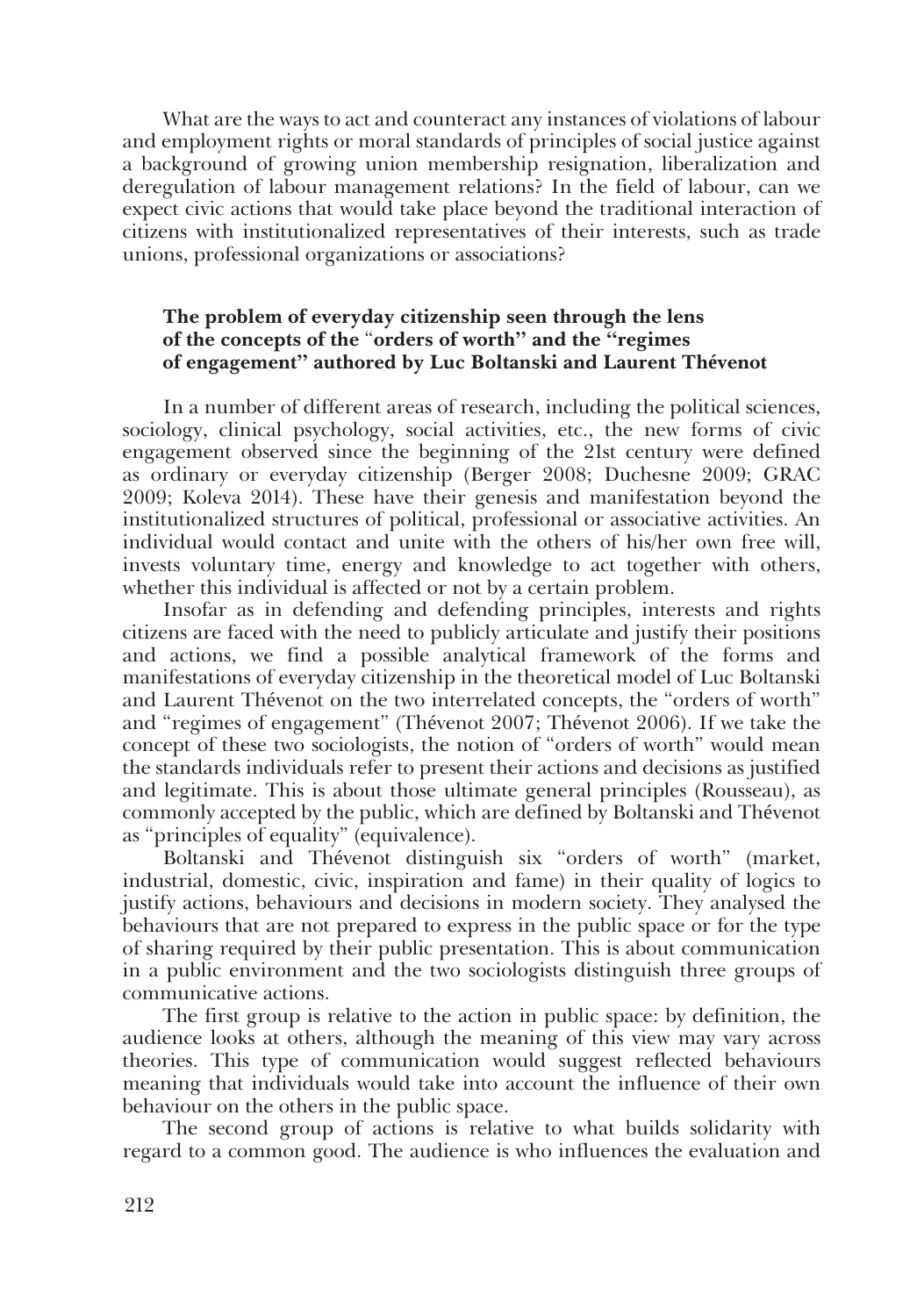What are the ways to act and counteract any instances of violations of labour and employment rights or moral standards of principles of social justice against a background of growing union membership resignation, liberalization and deregulation of labour management relations? In the field of labour, can we expect civic actions that would take place beyond the traditional interaction of citizens with institutionalized representatives of their interests, such as trade unions, professional organizations or associations?

### The problem of everyday citizenship seen through the lens of the concepts of the "orders of worth" and the "regimes of engagement" authored by Luc Boltanski and Laurent Thévenot

In a number of different areas of research, including the political sciences, sociology, clinical psychology, social activities, etc., the new forms of civic engagement observed since the beginning of the 21st century were defined as ordinary or everyday citizenship (Berger 2008; Duchesne 2009; GRAC 2009; Koleva 2014). These have their genesis and manifestation beyond the institutionalized structures of political, professional or associative activities. An individual would contact and unite with the others of his/her own free will, invests voluntary time, energy and knowledge to act together with others, whether this individual is affected or not by a certain problem.

Insofar as in defending and defending principles, interests and rights citizens are faced with the need to publicly articulate and justify their positions and actions, we find a possible analytical framework of the forms and manifestations of everyday citizenship in the theoretical model of Luc Boltanski and Laurent Thévenot on the two interrelated concepts, the "orders of worth" and "regimes of engagement" (Thévenot 2007; Thévenot 2006). If we take the concept of these two sociologists, the notion of "orders of worth" would mean the standards individuals refer to present their actions and decisions as justified and legitimate. This is about those ultimate general principles (Rousseau), as commonly accepted by the public, which are defined by Boltanski and Thévenot as "principles of equality" (equivalence).

Boltanski and Thévenot distinguish six "orders of worth" (market, industrial, domestic, civic, inspiration and fame) in their quality of logics to justify actions, behaviours and decisions in modern society. They analysed the behaviours that are not prepared to express in the public space or for the type of sharing required by their public presentation. This is about communication in a public environment and the two sociologists distinguish three groups of communicative actions.

The first group is relative to the action in public space: by definition, the audience looks at others, although the meaning of this view may vary across theories. This type of communication would suggest reflected behaviours meaning that individuals would take into account the influence of their own behaviour on the others in the public space.

The second group of actions is relative to what builds solidarity with regard to a common good. The audience is who influences the evaluation and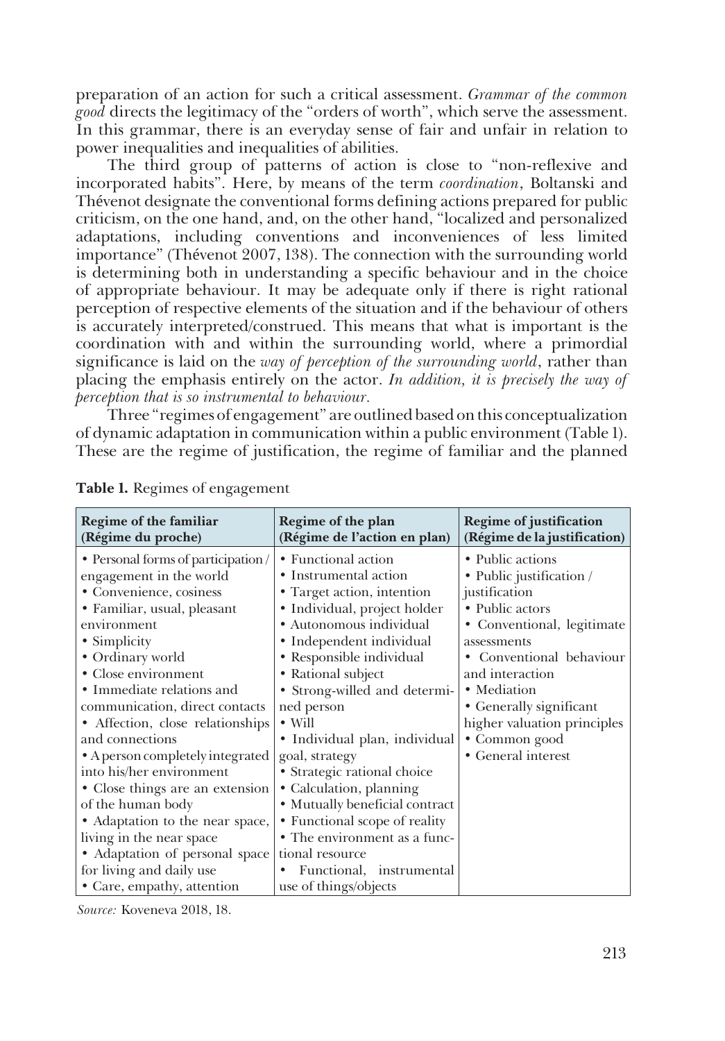preparation of an action for such a critical assessment. *Grammar of the common good* directs the legitimacy of the "orders of worth", which serve the assessment. In this grammar, there is an everyday sense of fair and unfair in relation to power inequalities and inequalities of abilities.

The third group of patterns of action is close to "non-reflexive and incorporated habits". Here, by means of the term *coordination*, Boltanski and Thévenot designate the conventional forms defining actions prepared for public criticism, on the one hand, and, on the other hand, "localized and personalized adaptations, including conventions and inconveniences of less limited importance" (Thévenot 2007, 138). The connection with the surrounding world is determining both in understanding a specific behaviour and in the choice of appropriate behaviour. It may be adequate only if there is right rational perception of respective elements of the situation and if the behaviour of others is accurately interpreted/construed. This means that what is important is the coordination with and within the surrounding world, where a primordial significance is laid on the *way of perception of the surrounding world*, rather than placing the emphasis entirely on the actor. *In addition, it is precisely the way of perception that is so instrumental to behaviour.*

Three "regimes of engagement" are outlined based on this conceptualization of dynamic adaptation in communication within a public environment (Table 1). These are the regime of justification, the regime of familiar and the planned

**Table 1.** Regimes of engagement

| **Regime of the familiar (Régime du proche)** | **Regime of the plan (Régime de l'action en plan)** | **Regime of justification (Régime de la justification)** |
|---|---|---|
| • Personal forms of participation / engagement in the world<br>• Convenience, cosiness<br>• Familiar, usual, pleasant environment<br>• Simplicity<br>• Ordinary world<br>• Close environment<br>• Immediate relations and communication, direct contacts<br>• Affection, close relationships and connections<br>• A person completely integrated into his/her environment<br>• Close things are an extension of the human body<br>• Adaptation to the near space, living in the near space<br>• Adaptation of personal space for living and daily use<br>• Care, empathy, attention | • Functional action<br>• Instrumental action<br>• Target action, intention<br>• Individual, project holder<br>• Autonomous individual<br>• Independent individual<br>• Responsible individual<br>• Rational subject<br>• Strong-willed and determined person<br>• Will<br>• Individual plan, individual goal, strategy<br>• Strategic rational choice<br>• Calculation, planning<br>• Mutually beneficial contract<br>• Functional scope of reality<br>• The environment as a functional resource<br>• Functional, instrumental use of things/objects | • Public actions<br>• Public justification / justification<br>• Public actors<br>• Conventional, legitimate assessments<br>• Conventional behaviour and interaction<br>• Mediation<br>• Generally significant higher valuation principles<br>• Common good<br>• General interest |

*Source:* Koveneva 2018, 18.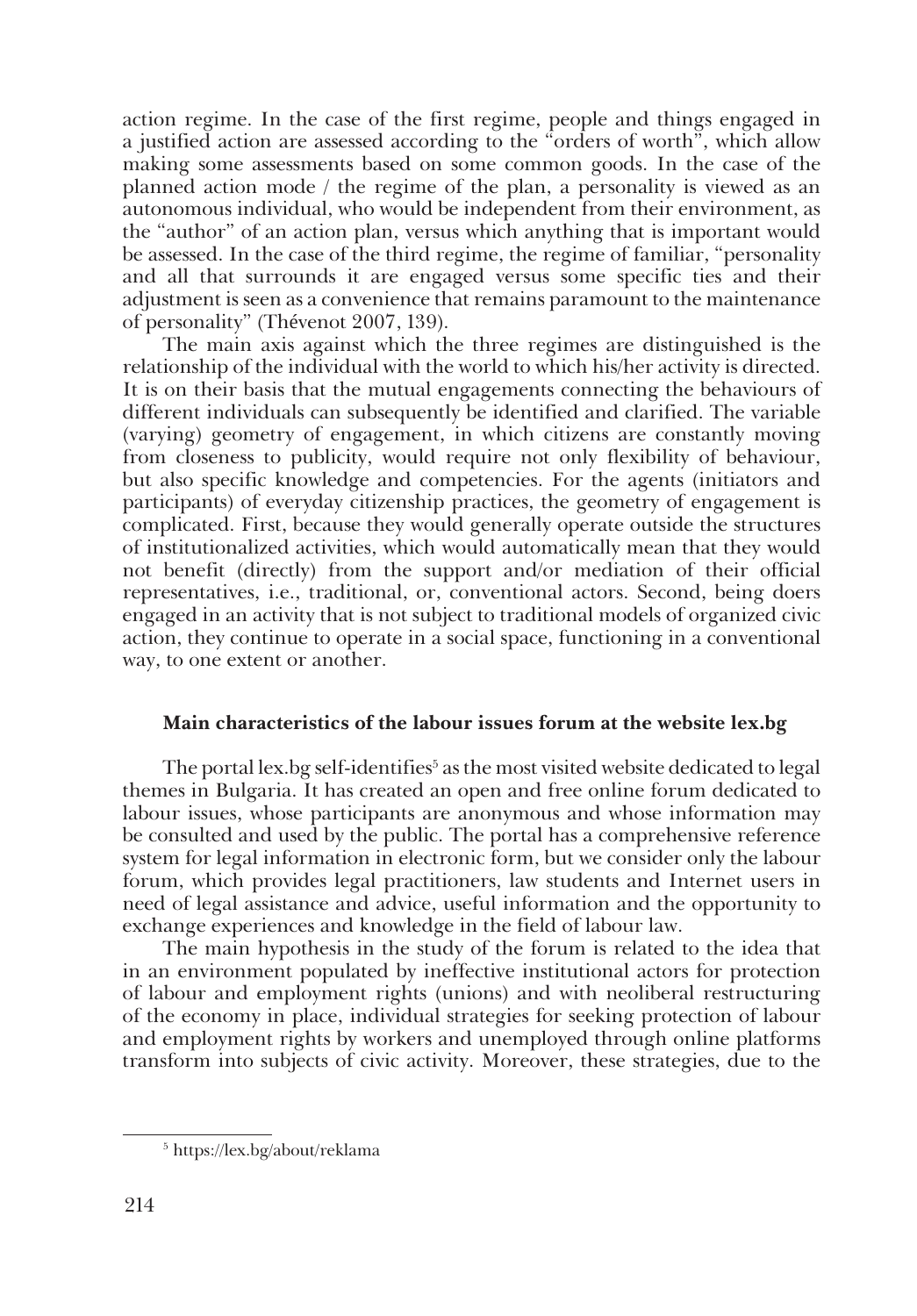action regime. In the case of the first regime, people and things engaged in a justified action are assessed according to the "orders of worth", which allow making some assessments based on some common goods. In the case of the planned action mode / the regime of the plan, a personality is viewed as an autonomous individual, who would be independent from their environment, as the "author" of an action plan, versus which anything that is important would be assessed. In the case of the third regime, the regime of familiar, "personality and all that surrounds it are engaged versus some specific ties and their adjustment is seen as a convenience that remains paramount to the maintenance of personality" (Thévenot 2007, 139).

The main axis against which the three regimes are distinguished is the relationship of the individual with the world to which his/her activity is directed. It is on their basis that the mutual engagements connecting the behaviours of different individuals can subsequently be identified and clarified. The variable (varying) geometry of engagement, in which citizens are constantly moving from closeness to publicity, would require not only flexibility of behaviour, but also specific knowledge and competencies. For the agents (initiators and participants) of everyday citizenship practices, the geometry of engagement is complicated. First, because they would generally operate outside the structures of institutionalized activities, which would automatically mean that they would not benefit (directly) from the support and/or mediation of their official representatives, i.e., traditional, or, conventional actors. Second, being doers engaged in an activity that is not subject to traditional models of organized civic action, they continue to operate in a social space, functioning in a conventional way, to one extent or another.

## Main characteristics of the labour issues forum at the website lex.bg

The portal lex.bg self-identifies[5] as the most visited website dedicated to legal themes in Bulgaria. It has created an open and free online forum dedicated to labour issues, whose participants are anonymous and whose information may be consulted and used by the public. The portal has a comprehensive reference system for legal information in electronic form, but we consider only the labour forum, which provides legal practitioners, law students and Internet users in need of legal assistance and advice, useful information and the opportunity to exchange experiences and knowledge in the field of labour law.

The main hypothesis in the study of the forum is related to the idea that in an environment populated by ineffective institutional actors for protection of labour and employment rights (unions) and with neoliberal restructuring of the economy in place, individual strategies for seeking protection of labour and employment rights by workers and unemployed through online platforms transform into subjects of civic activity. Moreover, these strategies, due to the

[5] https://lex.bg/about/reklama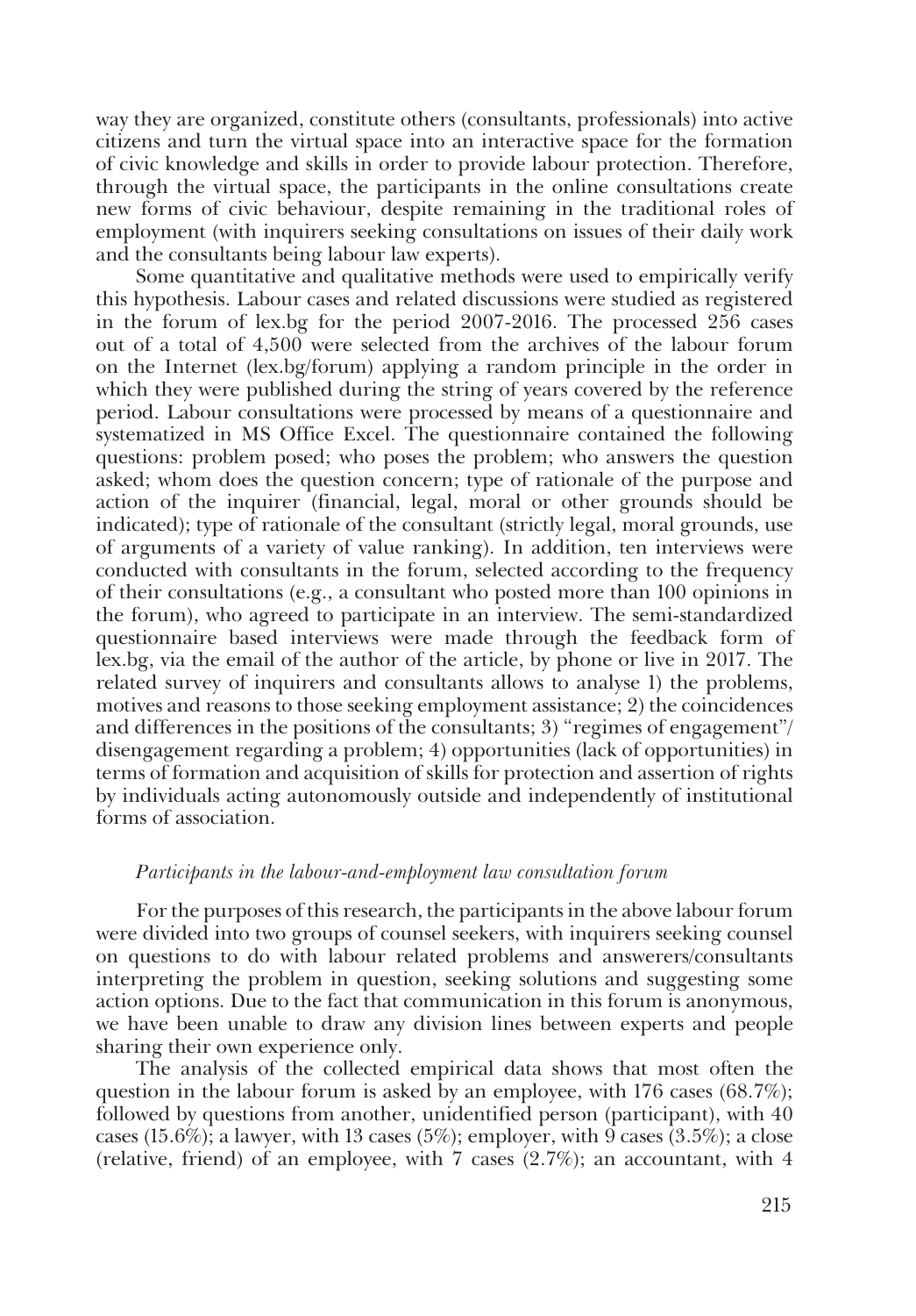way they are organized, constitute others (consultants, professionals) into active citizens and turn the virtual space into an interactive space for the formation of civic knowledge and skills in order to provide labour protection. Therefore, through the virtual space, the participants in the online consultations create new forms of civic behaviour, despite remaining in the traditional roles of employment (with inquirers seeking consultations on issues of their daily work and the consultants being labour law experts).

Some quantitative and qualitative methods were used to empirically verify this hypothesis. Labour cases and related discussions were studied as registered in the forum of lex.bg for the period 2007-2016. The processed 256 cases out of a total of 4,500 were selected from the archives of the labour forum on the Internet (lex.bg/forum) applying a random principle in the order in which they were published during the string of years covered by the reference period. Labour consultations were processed by means of a questionnaire and systematized in MS Office Excel. The questionnaire contained the following questions: problem posed; who poses the problem; who answers the question asked; whom does the question concern; type of rationale of the purpose and action of the inquirer (financial, legal, moral or other grounds should be indicated); type of rationale of the consultant (strictly legal, moral grounds, use of arguments of a variety of value ranking). In addition, ten interviews were conducted with consultants in the forum, selected according to the frequency of their consultations (e.g., a consultant who posted more than 100 opinions in the forum), who agreed to participate in an interview. The semi-standardized questionnaire based interviews were made through the feedback form of lex.bg, via the email of the author of the article, by phone or live in 2017. The related survey of inquirers and consultants allows to analyse 1) the problems, motives and reasons to those seeking employment assistance; 2) the coincidences and differences in the positions of the consultants; 3) "regimes of engagement"/ disengagement regarding a problem; 4) opportunities (lack of opportunities) in terms of formation and acquisition of skills for protection and assertion of rights by individuals acting autonomously outside and independently of institutional forms of association.

### *Participants in the labour-and-employment law consultation forum*

For the purposes of this research, the participants in the above labour forum were divided into two groups of counsel seekers, with inquirers seeking counsel on questions to do with labour related problems and answerers/consultants interpreting the problem in question, seeking solutions and suggesting some action options. Due to the fact that communication in this forum is anonymous, we have been unable to draw any division lines between experts and people sharing their own experience only.

The analysis of the collected empirical data shows that most often the question in the labour forum is asked by an employee, with 176 cases (68.7%); followed by questions from another, unidentified person (participant), with 40 cases (15.6%); a lawyer, with 13 cases (5%); employer, with 9 cases (3.5%); a close (relative, friend) of an employee, with 7 cases (2.7%); an accountant, with 4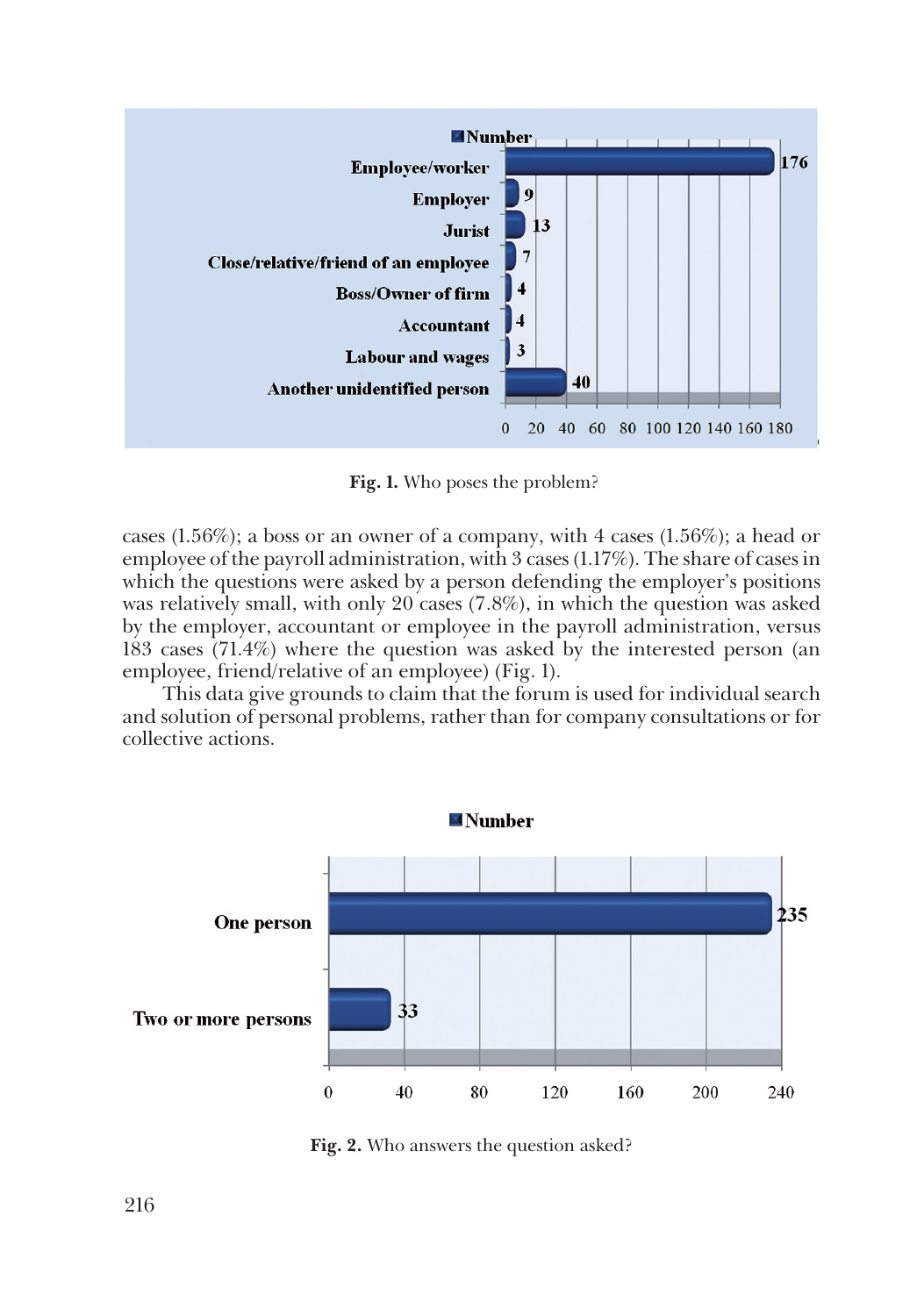**Fig. 1.** Who poses the problem?

cases (1.56%); a boss or an owner of a company, with 4 cases (1.56%); a head or employee of the payroll administration, with 3 cases (1.17%). The share of cases in which the questions were asked by a person defending the employer's positions was relatively small, with only 20 cases (7.8%), in which the question was asked by the employer, accountant or employee in the payroll administration, versus 183 cases (71.4%) where the question was asked by the interested person (an employee, friend/relative of an employee) (Fig. 1).

This data give grounds to claim that the forum is used for individual search and solution of personal problems, rather than for company consultations or for collective actions.

**Fig. 2.** Who answers the question asked?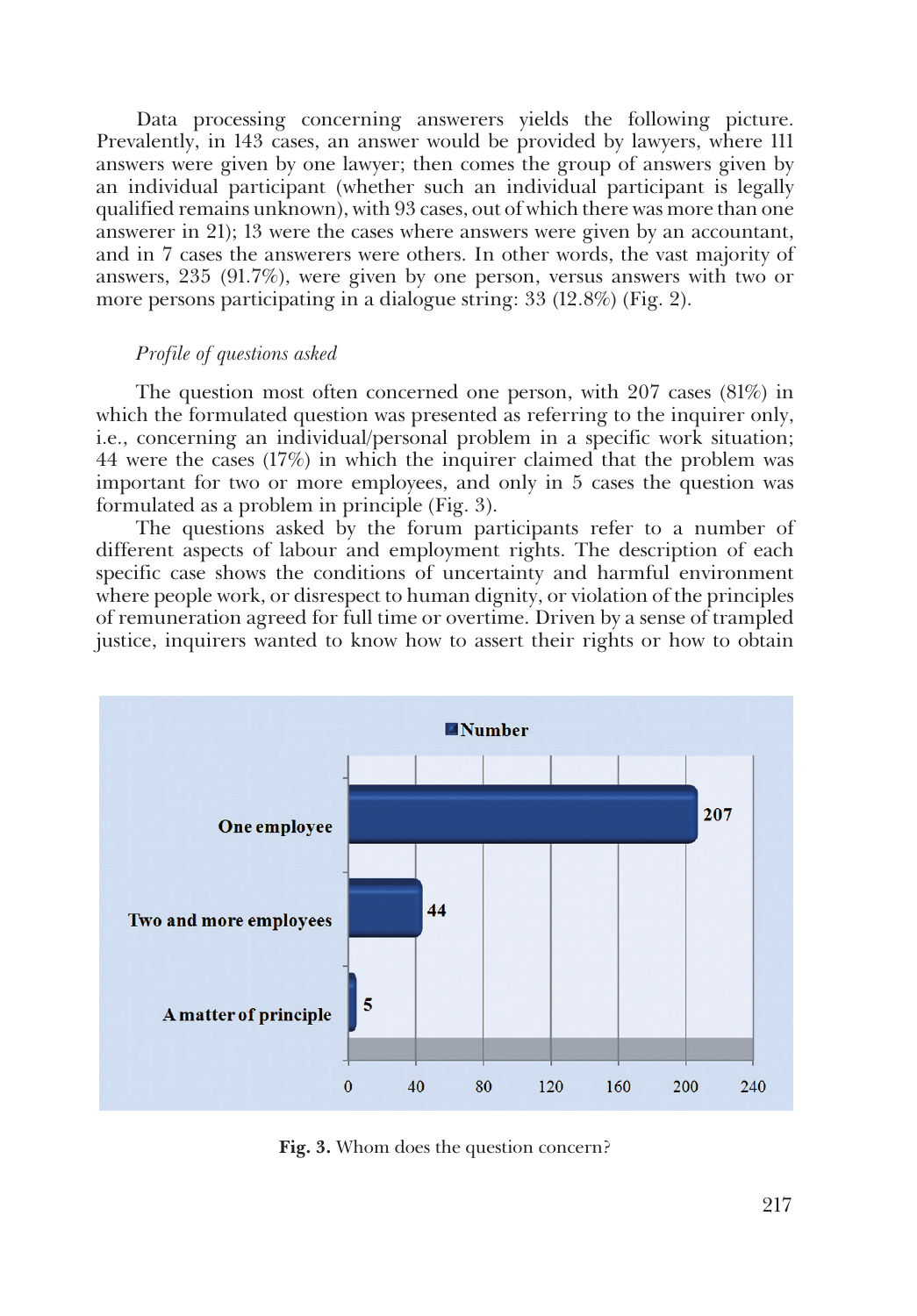Data processing concerning answerers yields the following picture. Prevalently, in 143 cases, an answer would be provided by lawyers, where 111 answers were given by one lawyer; then comes the group of answers given by an individual participant (whether such an individual participant is legally qualified remains unknown), with 93 cases, out of which there was more than one answerer in 21); 13 were the cases where answers were given by an accountant, and in 7 cases the answerers were others. In other words, the vast majority of answers, 235 (91.7%), were given by one person, versus answers with two or more persons participating in a dialogue string: 33 (12.8%) (Fig. 2).

*Profile of questions asked*

The question most often concerned one person, with 207 cases (81%) in which the formulated question was presented as referring to the inquirer only, i.e., concerning an individual/personal problem in a specific work situation; 44 were the cases (17%) in which the inquirer claimed that the problem was important for two or more employees, and only in 5 cases the question was formulated as a problem in principle (Fig. 3).

The questions asked by the forum participants refer to a number of different aspects of labour and employment rights. The description of each specific case shows the conditions of uncertainty and harmful environment where people work, or disrespect to human dignity, or violation of the principles of remuneration agreed for full time or overtime. Driven by a sense of trampled justice, inquirers wanted to know how to assert their rights or how to obtain

**Fig. 3.** Whom does the question concern?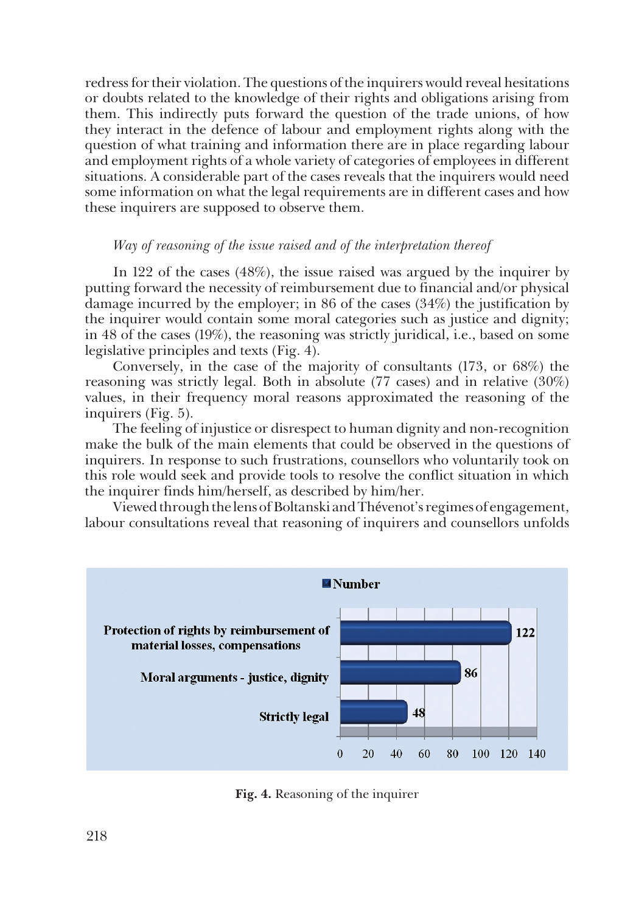redress for their violation. The questions of the inquirers would reveal hesitations or doubts related to the knowledge of their rights and obligations arising from them. This indirectly puts forward the question of the trade unions, of how they interact in the defence of labour and employment rights along with the question of what training and information there are in place regarding labour and employment rights of a whole variety of categories of employees in different situations. A considerable part of the cases reveals that the inquirers would need some information on what the legal requirements are in different cases and how these inquirers are supposed to observe them.

*Way of reasoning of the issue raised and of the interpretation thereof*

In 122 of the cases (48%), the issue raised was argued by the inquirer by putting forward the necessity of reimbursement due to financial and/or physical damage incurred by the employer; in 86 of the cases (34%) the justification by the inquirer would contain some moral categories such as justice and dignity; in 48 of the cases (19%), the reasoning was strictly juridical, i.e., based on some legislative principles and texts (Fig. 4).

Conversely, in the case of the majority of consultants (173, or 68%) the reasoning was strictly legal. Both in absolute (77 cases) and in relative (30%) values, in their frequency moral reasons approximated the reasoning of the inquirers (Fig. 5).

The feeling of injustice or disrespect to human dignity and non-recognition make the bulk of the main elements that could be observed in the questions of inquirers. In response to such frustrations, counsellors who voluntarily took on this role would seek and provide tools to resolve the conflict situation in which the inquirer finds him/herself, as described by him/her.

Viewed through the lens of Boltanski and Thévenot's regimes of engagement, labour consultations reveal that reasoning of inquirers and counsellors unfolds

| | Number |
|---|---|
| Protection of rights by reimbursement of material losses, compensations | 122 |
| Moral arguments - justice, dignity | 86 |
| Strictly legal | 48 |

**Fig. 4.** Reasoning of the inquirer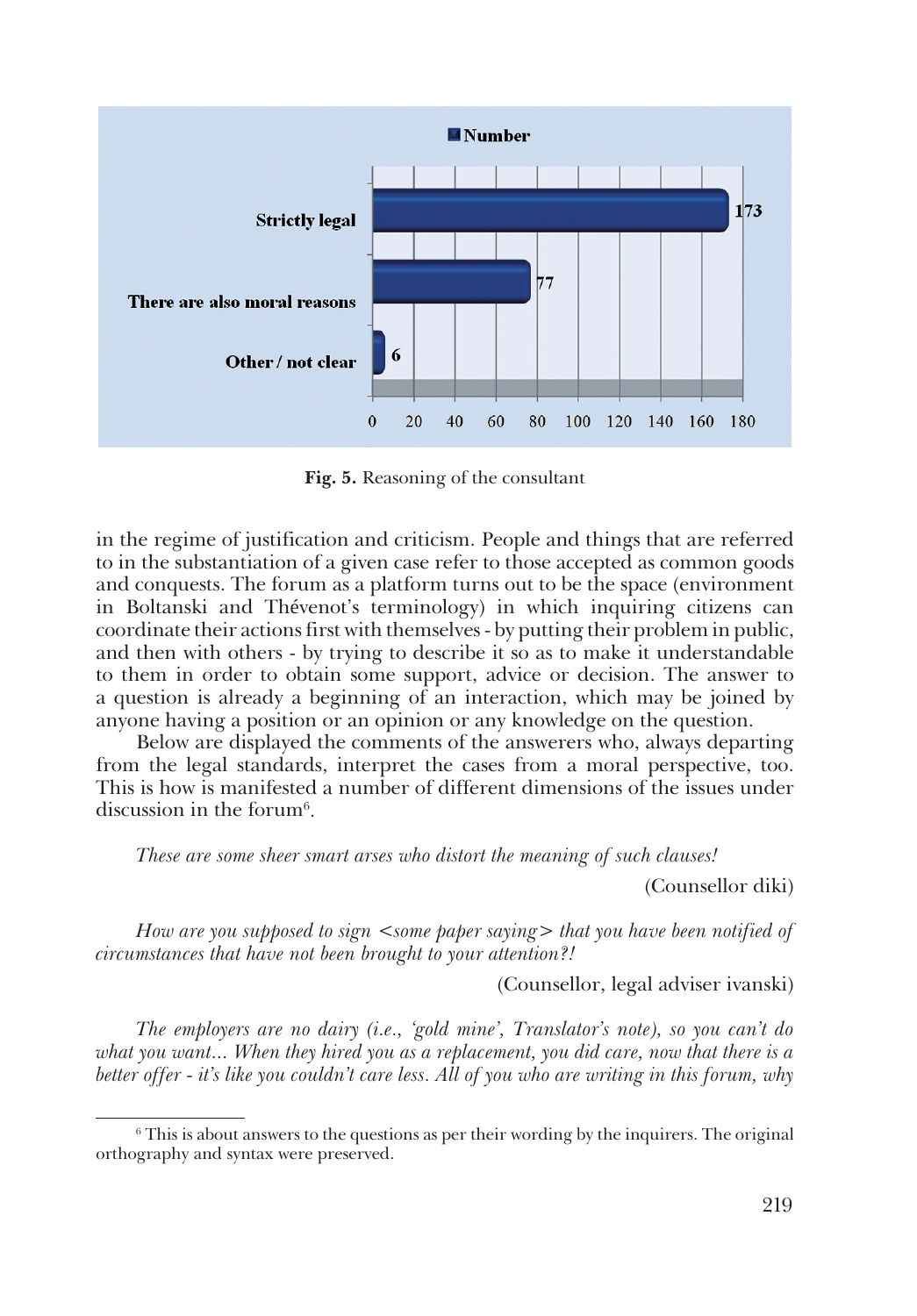**Fig. 5.** Reasoning of the consultant

in the regime of justification and criticism. People and things that are referred to in the substantiation of a given case refer to those accepted as common goods and conquests. The forum as a platform turns out to be the space (environment in Boltanski and Thévenot's terminology) in which inquiring citizens can coordinate their actions first with themselves - by putting their problem in public, and then with others - by trying to describe it so as to make it understandable to them in order to obtain some support, advice or decision. The answer to a question is already a beginning of an interaction, which may be joined by anyone having a position or an opinion or any knowledge on the question.

Below are displayed the comments of the answerers who, always departing from the legal standards, interpret the cases from a moral perspective, too. This is how is manifested a number of different dimensions of the issues under discussion in the forum[6].

*These are some sheer smart arses who distort the meaning of such clauses!*

(Counsellor diki)

*How are you supposed to sign <some paper saying> that you have been notified of circumstances that have not been brought to your attention?!*

(Counsellor, legal adviser ivanski)

*The employers are no dairy (i.e., 'gold mine', Translator's note), so you can't do what you want... When they hired you as a replacement, you did care, now that there is a better offer - it's like you couldn't care less. All of you who are writing in this forum, why*

---

[6] This is about answers to the questions as per their wording by the inquirers. The original orthography and syntax were preserved.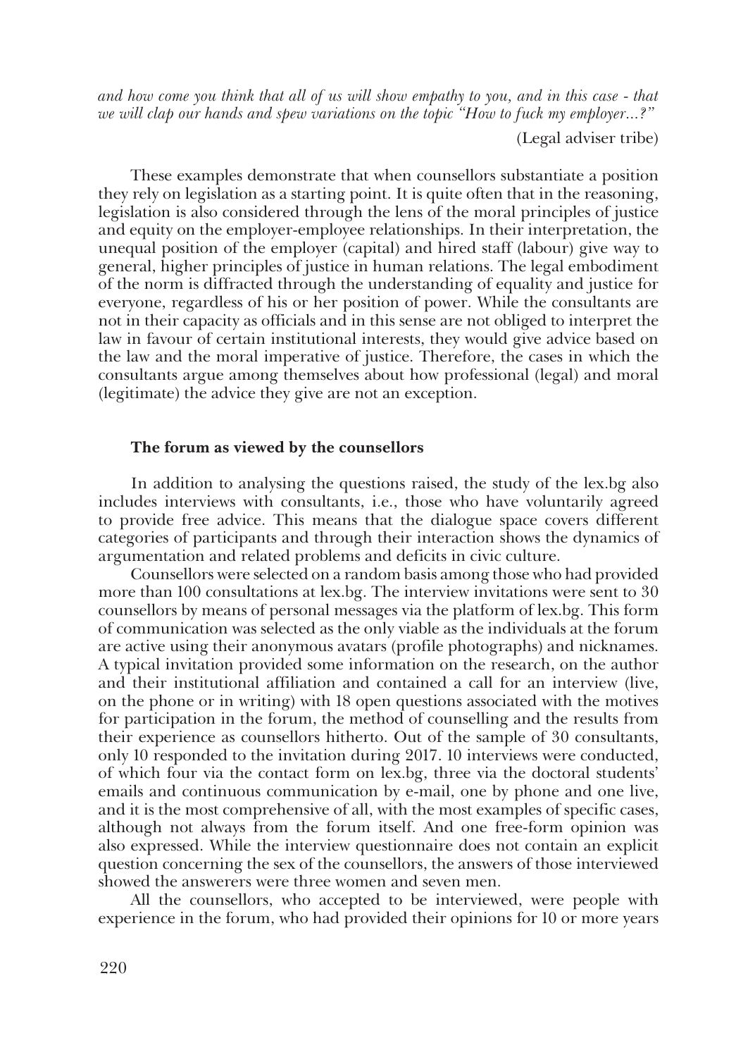*and how come you think that all of us will show empathy to you, and in this case - that we will clap our hands and spew variations on the topic "How to fuck my employer...?"*

(Legal adviser tribe)

These examples demonstrate that when counsellors substantiate a position they rely on legislation as a starting point. It is quite often that in the reasoning, legislation is also considered through the lens of the moral principles of justice and equity on the employer-employee relationships. In their interpretation, the unequal position of the employer (capital) and hired staff (labour) give way to general, higher principles of justice in human relations. The legal embodiment of the norm is diffracted through the understanding of equality and justice for everyone, regardless of his or her position of power. While the consultants are not in their capacity as officials and in this sense are not obliged to interpret the law in favour of certain institutional interests, they would give advice based on the law and the moral imperative of justice. Therefore, the cases in which the consultants argue among themselves about how professional (legal) and moral (legitimate) the advice they give are not an exception.

### The forum as viewed by the counsellors

In addition to analysing the questions raised, the study of the lex.bg also includes interviews with consultants, i.e., those who have voluntarily agreed to provide free advice. This means that the dialogue space covers different categories of participants and through their interaction shows the dynamics of argumentation and related problems and deficits in civic culture.

Counsellors were selected on a random basis among those who had provided more than 100 consultations at lex.bg. The interview invitations were sent to 30 counsellors by means of personal messages via the platform of lex.bg. This form of communication was selected as the only viable as the individuals at the forum are active using their anonymous avatars (profile photographs) and nicknames. A typical invitation provided some information on the research, on the author and their institutional affiliation and contained a call for an interview (live, on the phone or in writing) with 18 open questions associated with the motives for participation in the forum, the method of counselling and the results from their experience as counsellors hitherto. Out of the sample of 30 consultants, only 10 responded to the invitation during 2017. 10 interviews were conducted, of which four via the contact form on lex.bg, three via the doctoral students' emails and continuous communication by e-mail, one by phone and one live, and it is the most comprehensive of all, with the most examples of specific cases, although not always from the forum itself. And one free-form opinion was also expressed. While the interview questionnaire does not contain an explicit question concerning the sex of the counsellors, the answers of those interviewed showed the answerers were three women and seven men.

All the counsellors, who accepted to be interviewed, were people with experience in the forum, who had provided their opinions for 10 or more years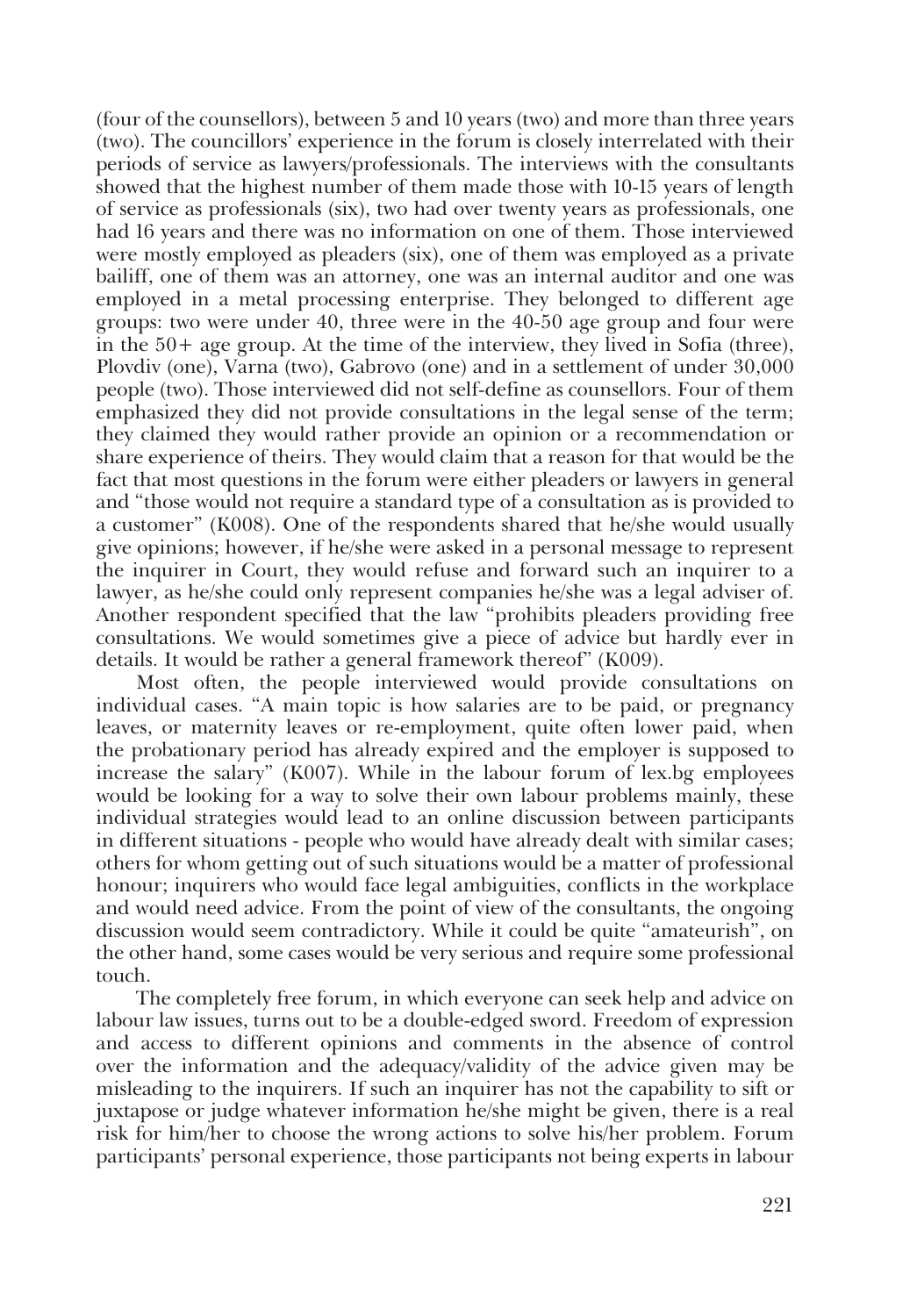(four of the counsellors), between 5 and 10 years (two) and more than three years (two). The councillors' experience in the forum is closely interrelated with their periods of service as lawyers/professionals. The interviews with the consultants showed that the highest number of them made those with 10-15 years of length of service as professionals (six), two had over twenty years as professionals, one had 16 years and there was no information on one of them. Those interviewed were mostly employed as pleaders (six), one of them was employed as a private bailiff, one of them was an attorney, one was an internal auditor and one was employed in a metal processing enterprise. They belonged to different age groups: two were under 40, three were in the 40-50 age group and four were in the 50+ age group. At the time of the interview, they lived in Sofia (three), Plovdiv (one), Varna (two), Gabrovo (one) and in a settlement of under 30,000 people (two). Those interviewed did not self-define as counsellors. Four of them emphasized they did not provide consultations in the legal sense of the term; they claimed they would rather provide an opinion or a recommendation or share experience of theirs. They would claim that a reason for that would be the fact that most questions in the forum were either pleaders or lawyers in general and "those would not require a standard type of a consultation as is provided to a customer" (K008). One of the respondents shared that he/she would usually give opinions; however, if he/she were asked in a personal message to represent the inquirer in Court, they would refuse and forward such an inquirer to a lawyer, as he/she could only represent companies he/she was a legal adviser of. Another respondent specified that the law "prohibits pleaders providing free consultations. We would sometimes give a piece of advice but hardly ever in details. It would be rather a general framework thereof" (K009).

Most often, the people interviewed would provide consultations on individual cases. "A main topic is how salaries are to be paid, or pregnancy leaves, or maternity leaves or re-employment, quite often lower paid, when the probationary period has already expired and the employer is supposed to increase the salary" (K007). While in the labour forum of lex.bg employees would be looking for a way to solve their own labour problems mainly, these individual strategies would lead to an online discussion between participants in different situations - people who would have already dealt with similar cases; others for whom getting out of such situations would be a matter of professional honour; inquirers who would face legal ambiguities, conflicts in the workplace and would need advice. From the point of view of the consultants, the ongoing discussion would seem contradictory. While it could be quite "amateurish", on the other hand, some cases would be very serious and require some professional touch.

The completely free forum, in which everyone can seek help and advice on labour law issues, turns out to be a double-edged sword. Freedom of expression and access to different opinions and comments in the absence of control over the information and the adequacy/validity of the advice given may be misleading to the inquirers. If such an inquirer has not the capability to sift or juxtapose or judge whatever information he/she might be given, there is a real risk for him/her to choose the wrong actions to solve his/her problem. Forum participants' personal experience, those participants not being experts in labour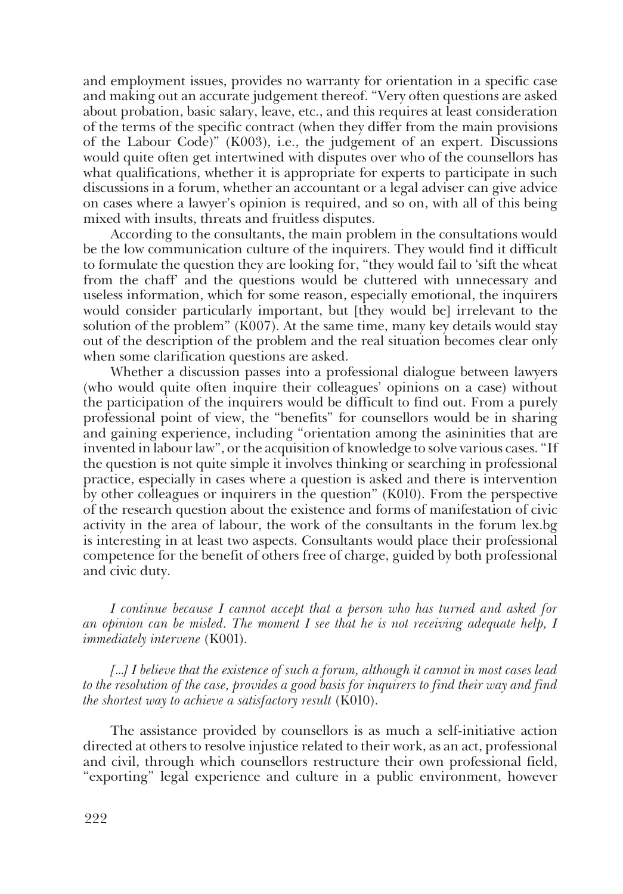and employment issues, provides no warranty for orientation in a specific case and making out an accurate judgement thereof. "Very often questions are asked about probation, basic salary, leave, etc., and this requires at least consideration of the terms of the specific contract (when they differ from the main provisions of the Labour Code)" (K003), i.e., the judgement of an expert. Discussions would quite often get intertwined with disputes over who of the counsellors has what qualifications, whether it is appropriate for experts to participate in such discussions in a forum, whether an accountant or a legal adviser can give advice on cases where a lawyer's opinion is required, and so on, with all of this being mixed with insults, threats and fruitless disputes.

According to the consultants, the main problem in the consultations would be the low communication culture of the inquirers. They would find it difficult to formulate the question they are looking for, "they would fail to 'sift the wheat from the chaff' and the questions would be cluttered with unnecessary and useless information, which for some reason, especially emotional, the inquirers would consider particularly important, but [they would be] irrelevant to the solution of the problem" (K007). At the same time, many key details would stay out of the description of the problem and the real situation becomes clear only when some clarification questions are asked.

Whether a discussion passes into a professional dialogue between lawyers (who would quite often inquire their colleagues' opinions on a case) without the participation of the inquirers would be difficult to find out. From a purely professional point of view, the "benefits" for counsellors would be in sharing and gaining experience, including "orientation among the asininities that are invented in labour law", or the acquisition of knowledge to solve various cases. "If the question is not quite simple it involves thinking or searching in professional practice, especially in cases where a question is asked and there is intervention by other colleagues or inquirers in the question" (K010). From the perspective of the research question about the existence and forms of manifestation of civic activity in the area of labour, the work of the consultants in the forum lex.bg is interesting in at least two aspects. Consultants would place their professional competence for the benefit of others free of charge, guided by both professional and civic duty.

*I continue because I cannot accept that a person who has turned and asked for an opinion can be misled. The moment I see that he is not receiving adequate help, I immediately intervene* (K001).

*[...] I believe that the existence of such a forum, although it cannot in most cases lead to the resolution of the case, provides a good basis for inquirers to find their way and find the shortest way to achieve a satisfactory result* (K010).

The assistance provided by counsellors is as much a self-initiative action directed at others to resolve injustice related to their work, as an act, professional and civil, through which counsellors restructure their own professional field, "exporting" legal experience and culture in a public environment, however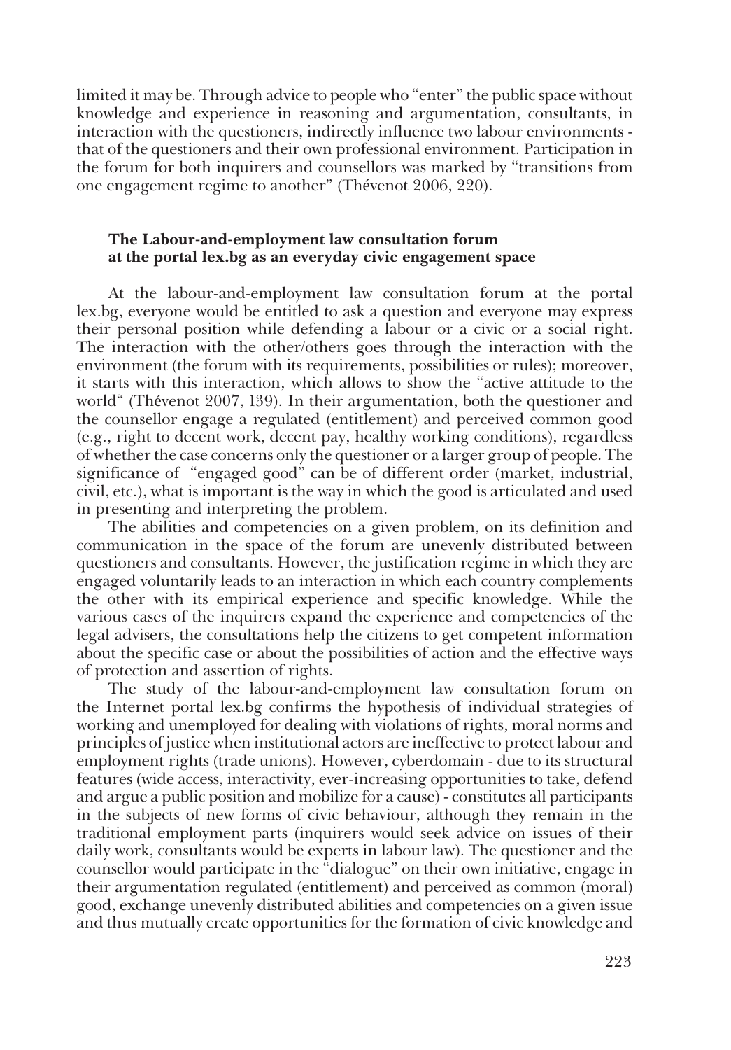limited it may be. Through advice to people who "enter" the public space without knowledge and experience in reasoning and argumentation, consultants, in interaction with the questioners, indirectly influence two labour environments - that of the questioners and their own professional environment. Participation in the forum for both inquirers and counsellors was marked by "transitions from one engagement regime to another" (Thévenot 2006, 220).

### The Labour-and-employment law consultation forum at the portal lex.bg as an everyday civic engagement space

At the labour-and-employment law consultation forum at the portal lex.bg, everyone would be entitled to ask a question and everyone may express their personal position while defending a labour or a civic or a social right. The interaction with the other/others goes through the interaction with the environment (the forum with its requirements, possibilities or rules); moreover, it starts with this interaction, which allows to show the "active attitude to the world" (Thévenot 2007, 139). In their argumentation, both the questioner and the counsellor engage a regulated (entitlement) and perceived common good (e.g., right to decent work, decent pay, healthy working conditions), regardless of whether the case concerns only the questioner or a larger group of people. The significance of "engaged good" can be of different order (market, industrial, civil, etc.), what is important is the way in which the good is articulated and used in presenting and interpreting the problem.

The abilities and competencies on a given problem, on its definition and communication in the space of the forum are unevenly distributed between questioners and consultants. However, the justification regime in which they are engaged voluntarily leads to an interaction in which each country complements the other with its empirical experience and specific knowledge. While the various cases of the inquirers expand the experience and competencies of the legal advisers, the consultations help the citizens to get competent information about the specific case or about the possibilities of action and the effective ways of protection and assertion of rights.

The study of the labour-and-employment law consultation forum on the Internet portal lex.bg confirms the hypothesis of individual strategies of working and unemployed for dealing with violations of rights, moral norms and principles of justice when institutional actors are ineffective to protect labour and employment rights (trade unions). However, cyberdomain - due to its structural features (wide access, interactivity, ever-increasing opportunities to take, defend and argue a public position and mobilize for a cause) - constitutes all participants in the subjects of new forms of civic behaviour, although they remain in the traditional employment parts (inquirers would seek advice on issues of their daily work, consultants would be experts in labour law). The questioner and the counsellor would participate in the "dialogue" on their own initiative, engage in their argumentation regulated (entitlement) and perceived as common (moral) good, exchange unevenly distributed abilities and competencies on a given issue and thus mutually create opportunities for the formation of civic knowledge and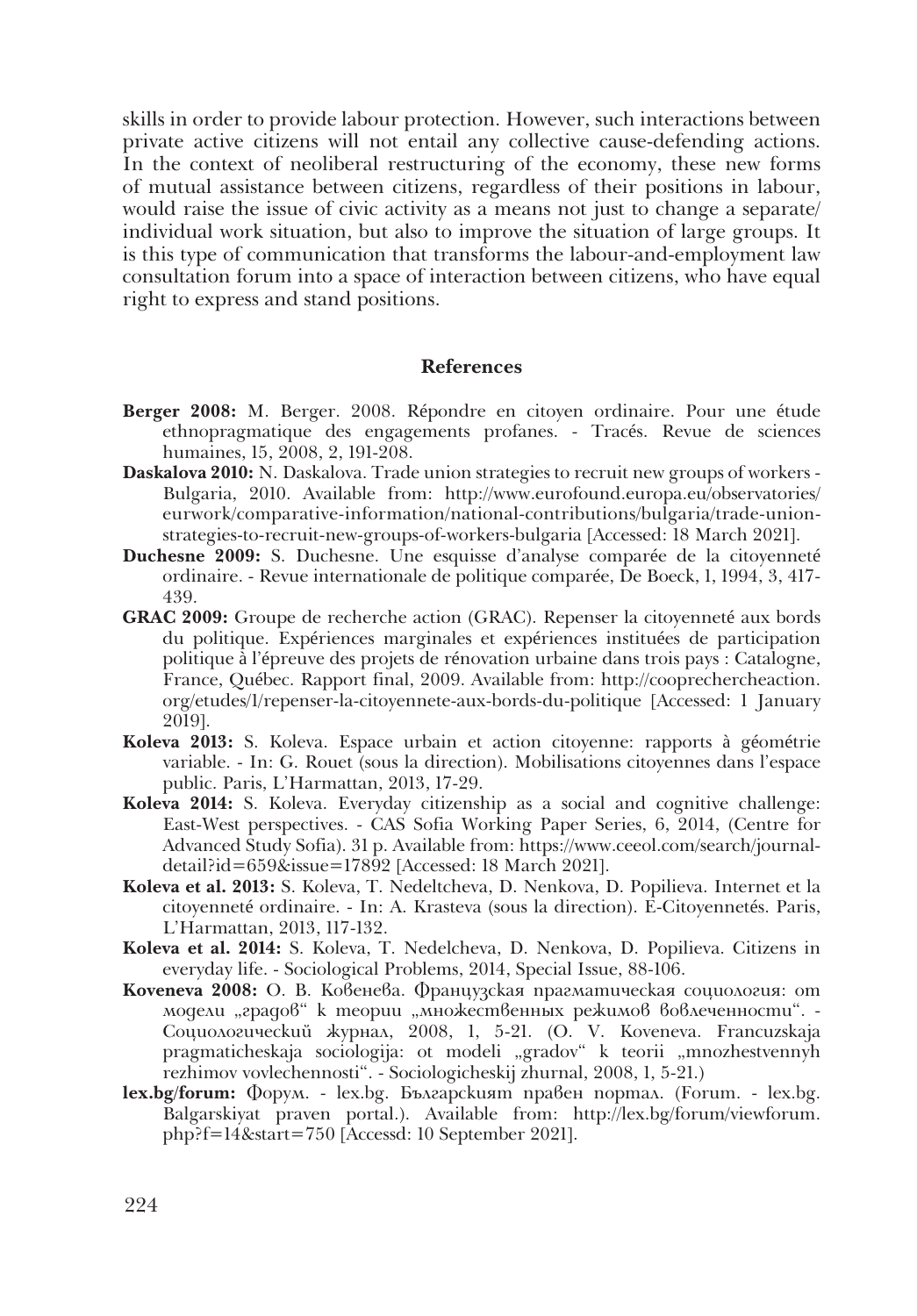skills in order to provide labour protection. However, such interactions between private active citizens will not entail any collective cause-defending actions. In the context of neoliberal restructuring of the economy, these new forms of mutual assistance between citizens, regardless of their positions in labour, would raise the issue of civic activity as a means not just to change a separate/individual work situation, but also to improve the situation of large groups. It is this type of communication that transforms the labour-and-employment law consultation forum into a space of interaction between citizens, who have equal right to express and stand positions.

## References

**Berger 2008:** M. Berger. 2008. Répondre en citoyen ordinaire. Pour une étude ethnopragmatique des engagements profanes. - Tracés. Revue de sciences humaines, 15, 2008, 2, 191-208.

**Daskalova 2010:** N. Daskalova. Trade union strategies to recruit new groups of workers - Bulgaria, 2010. Available from: http://www.eurofound.europa.eu/observatories/eurwork/comparative-information/national-contributions/bulgaria/trade-union-strategies-to-recruit-new-groups-of-workers-bulgaria [Accessed: 18 March 2021].

**Duchesne 2009:** S. Duchesne. Une esquisse d'analyse comparée de la citoyenneté ordinaire. - Revue internationale de politique comparée, De Boeck, 1, 1994, 3, 417-439.

**GRAC 2009:** Groupe de recherche action (GRAC). Repenser la citoyenneté aux bords du politique. Expériences marginales et expériences instituées de participation politique à l'épreuve des projets de rénovation urbaine dans trois pays : Catalogne, France, Québec. Rapport final, 2009. Available from: http://cooprechercheaction.org/etudes/1/repenser-la-citoyennete-aux-bords-du-politique [Accessed: 1 January 2019].

**Koleva 2013:** S. Koleva. Espace urbain et action citoyenne: rapports à géométrie variable. - In: G. Rouet (sous la direction). Mobilisations citoyennes dans l'espace public. Paris, L'Harmattan, 2013, 17-29.

**Koleva 2014:** S. Koleva. Everyday citizenship as a social and cognitive challenge: East-West perspectives. - CAS Sofia Working Paper Series, 6, 2014, (Centre for Advanced Study Sofia). 31 p. Available from: https://www.ceeol.com/search/journal-detail?id=659&issue=17892 [Accessed: 18 March 2021].

**Koleva et al. 2013:** S. Koleva, T. Nedeltcheva, D. Nenkova, D. Popilieva. Internet et la citoyenneté ordinaire. - In: A. Krasteva (sous la direction). E-Citoyennetés. Paris, L'Harmattan, 2013, 117-132.

**Koleva et al. 2014:** S. Koleva, T. Nedelcheva, D. Nenkova, D. Popilieva. Citizens in everyday life. - Sociological Problems, 2014, Special Issue, 88-106.

**Koveneva 2008:** О. В. Ковенева. Французская прагматическая социология: от модели „градов" к теории „множественных режимов вовлеченности". - Социологический журнал, 2008, 1, 5-21. (O. V. Koveneva. Francuzskaja pragmaticheskaja sociologija: ot modeli „gradov" k teorii „mnozhestvennyh rezhimov vovlechennosti". - Sociologicheskij zhurnal, 2008, 1, 5-21.)

**lex.bg/forum:** Форум. - lex.bg. Българският правен портал. (Forum. - lex.bg. Balgarskiyat praven portal.). Available from: http://lex.bg/forum/viewforum.php?f=14&start=750 [Accessd: 10 September 2021].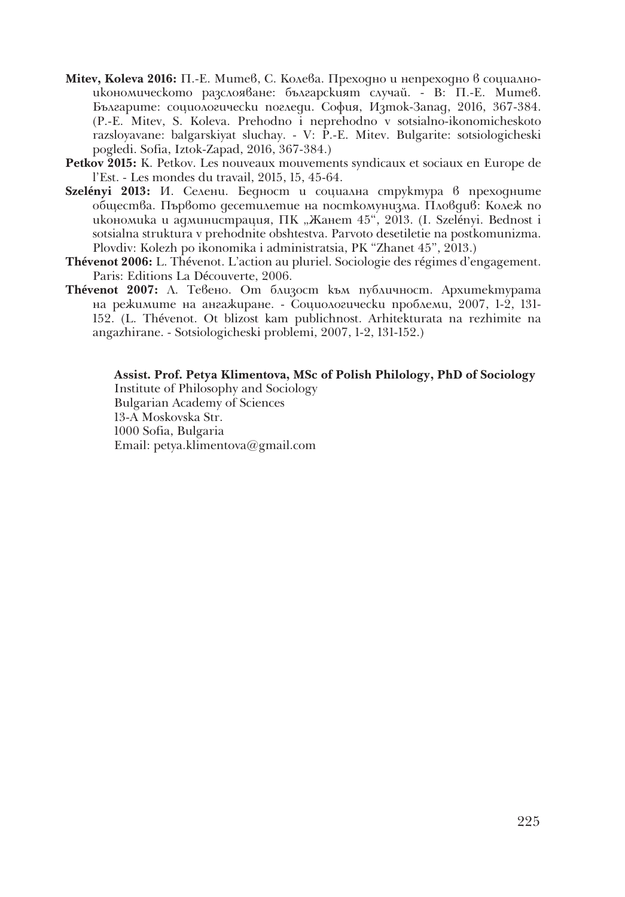**Mitev, Koleva 2016:** П.-Е. Митев, С. Колева. Преходно и непреходно в социално-икономическото разслояване: българският случай. - В: П.-Е. Митев. Българите: социологически погледи. София, Изток-Запад, 2016, 367-384. (P.-E. Mitev, S. Koleva. Prehodno i neprehodno v sotsialno-ikonomicheskoto razsloyavane: balgarskiyat sluchay. - V: P.-E. Mitev. Bulgarite: sotsiologicheski pogledi. Sofia, Iztok-Zapad, 2016, 367-384.)

**Petkov 2015:** K. Petkov. Les nouveaux mouvements syndicaux et sociaux en Europe de l'Est. - Les mondes du travail, 2015, 15, 45-64.

**Szelényi 2013:** И. Селени. Бедност и социална структура в преходните общества. Първото десетилетие на посткомунизма. Пловдив: Колеж по икономика и администрация, ПК „Жанет 45", 2013. (I. Szelényi. Bednost i sotsialna struktura v prehodnite obshtestva. Parvoto desetiletie na postkomunizma. Plovdiv: Kolezh po ikonomika i administratsia, PK "Zhanet 45", 2013.)

**Thévenot 2006:** L. Thévenot. L'action au pluriel. Sociologie des régimes d'engagement. Paris: Editions La Découverte, 2006.

**Thévenot 2007:** Л. Тевено. От близост към публичност. Архитектурата на режимите на ангажиране. - Социологически проблеми, 2007, 1-2, 131-152. (L. Thévenot. Ot blizost kam publichnost. Arhitekturata na rezhimite na angazhirane. - Sotsiologicheski problemi, 2007, 1-2, 131-152.)

**Assist. Prof. Petya Klimentova, MSc of Polish Philology, PhD of Sociology**
Institute of Philosophy and Sociology
Bulgarian Academy of Sciences
13-A Moskovska Str.
1000 Sofia, Bulgaria
Email: petya.klimentova@gmail.com